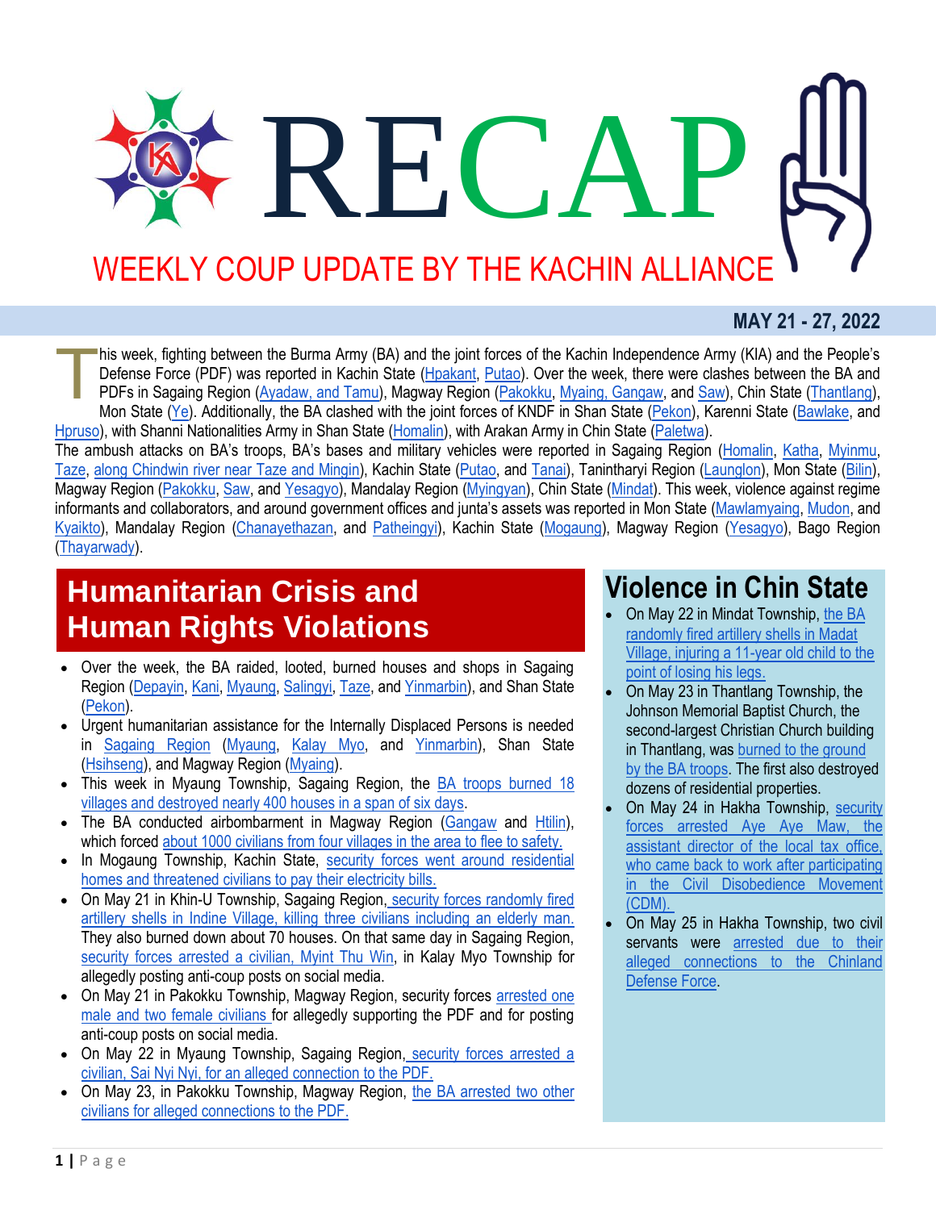# RECAP

## WEEKLY COUP UPDATE BY THE KACHIN ALLIANCE

**MAY 21 - 27, 2022**

This week, fighting between the Burma Army (BA) and the joint forces of the Kachin Independence Army (KIA) and the People's Defense Force (PDF) was reported in Kachin State (Hpakant, Putao). Over the week, there were clashes between the BA and PDFs in Sagaing Region (Ayadaw, and Tamu), Magway Region (Pakokku, Myaing, Gangaw, and Saw), Chin State (Thantlang), Mon State (Ye). Additionally, the BA clashed with the joint forces of KNDF in Shan State (Pekon), Karenni State (Bawlake, and Hpruso), with Shanni Nationalities Army in Shan State (Homalin), with Arakan Army in Chin State (Paletwa).

The ambush attacks on BA's troops, BA's bases and military vehicles were reported in Sagaing Region (Homalin, Katha, Myinmu, Taze, along Chindwin river near Taze and Mingin), Kachin State (Putao, and Tanai), Tanintharyi Region (Launglon), Mon State (Bilin), Magway Region (Pakokku, Saw, and Yesagyo), Mandalay Region (Myingyan), Chin State (Mindat). This week, violence against regime informants and collaborators, and around government offices and junta's assets was reported in Mon State (Mawlamyaing, Mudon, and Kyaikto), Mandalay Region (Chanayethazan, and Patheingyi), Kachin State (Mogaung), Magway Region (Yesagyo), Bago Region (Thayarwady).

## Humanitarian Crisis and Human Rights Violations

- Over the week, the BA raided, looted, burned houses and shops in Sagaing Region (Depayin, Kani, Myaung, Salingyi, Taze, and Yinmarbin), and Shan State (Pekon).
- Urgent humanitarian assistance for the Internally Displaced Persons is needed in Sagaing Region (Myaung, Kalay Myo, and Yinmarbin), Shan State (Hsihseng), and Magway Region (Myaing).
- This week in Myaung Township, Sagaing Region, the BA troops burned 18 villages and destroyed nearly 400 houses in a span of six days.
- The BA conducted airbombarment in Magway Region (Gangaw and Htilin), which forced about 1000 civilians from four villages in the area to flee to safety.
- In Mogaung Township, Kachin State, security forces went around residential homes and threatened civilians to pay their electricity bills.
- On May 21 in Khin-U Township, Sagaing Region, security forces randomly fired artillery shells in Indine Village, killing three civilians including an elderly man. They also burned down about 70 houses. On that same day in Sagaing Region, security forces arrested a civilian, Myint Thu Win, in Kalay Myo Township for allegedly posting anti-coup posts on social media.
- On May 21 in Pakokku Township, Magway Region, security forces arrested one male and two female civilians for allegedly supporting the PDF and for posting anti-coup posts on social media.
- On May 22 in Myaung Township, Sagaing Region, security forces arrested a civilian, Sai Nyi Nyi, for an alleged connection to the PDF.
- On May 23, in Pakokku Township, Magway Region, the BA arrested two other civilians for alleged connections to the PDF.

## Violence in Chin State

- On May 22 in Mindat Township, the BA randomly fired artillery shells in Madat Village, injuring a 11-year old child to the point of losing his legs.
- On May 23 in Thantlang Township, the Johnson Memorial Baptist Church, the second-largest Christian Church building in Thantlang, was burned to the ground by the BA troops. The first also destroyed dozens of residential properties.
- On May 24 in Hakha Township, security forces arrested Aye Aye Maw, the assistant director of the local tax office, who came back to work after participating in the Civil Disobedience Movement (CDM).
- On May 25 in Hakha Township, two civil servants were arrested due to their alleged connections to the Chinland Defense Force.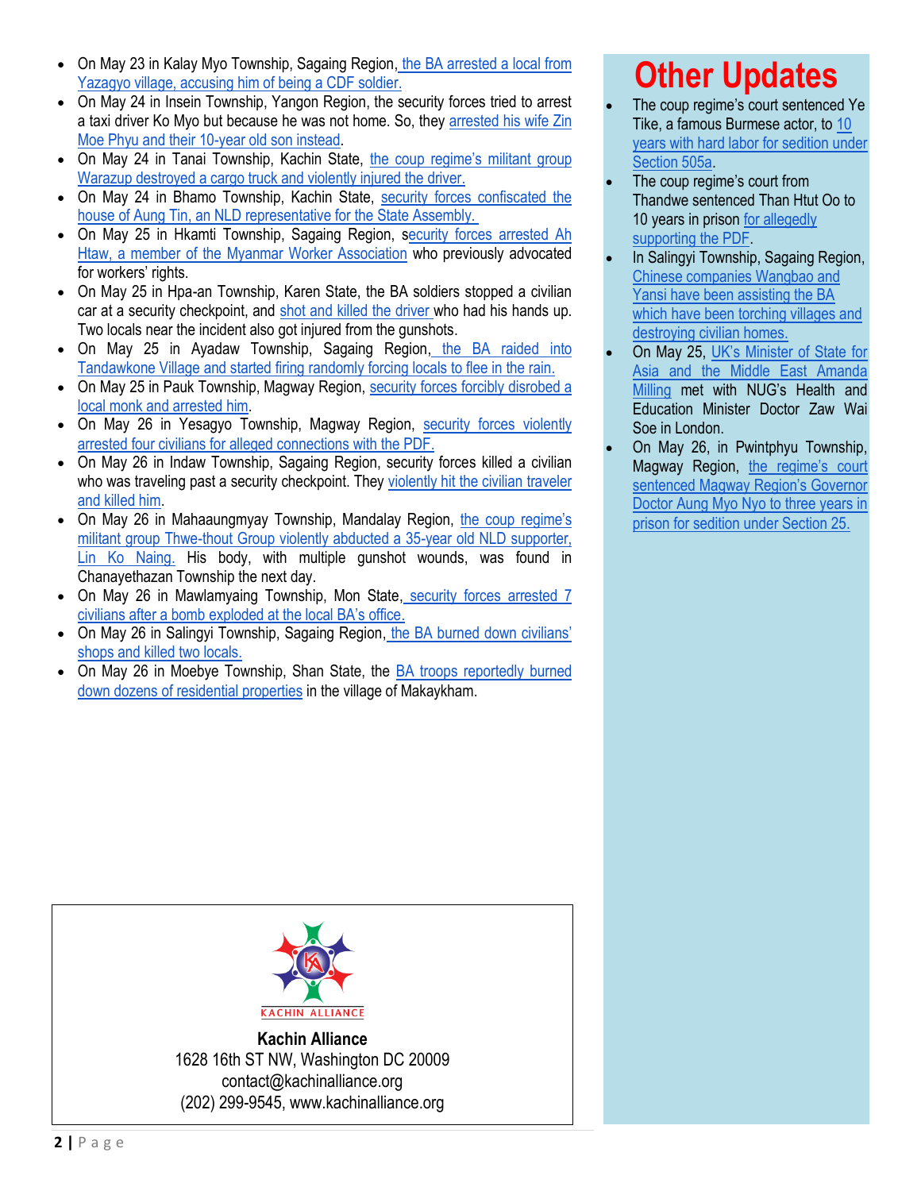- On May 23 in Kalay Myo Township, Sagaing Region, the BA arrested a local from Yazagyo village, accusing him of being a CDF soldier.
- On May 24 in Insein Township, Yangon Region, the security forces tried to arrest a taxi driver Ko Myo but because he was not home. So, they arrested his wife Zin Moe Phyu and their 10-year old son instead.
- On May 24 in Tanai Township, Kachin State, the coup regime's militant group Warazup destroyed a cargo truck and violently injured the driver.
- On May 24 in Bhamo Township, Kachin State, security forces confiscated the house of Aung Tin, an NLD representative for the State Assembly.
- On May 25 in Hkamti Township, Sagaing Region, security forces arrested Ah Htaw, a member of the Myanmar Worker Association who previously advocated for workers' rights.
- On May 25 in Hpa-an Township, Karen State, the BA soldiers stopped a civilian car at a security checkpoint, and shot and killed the driver who had his hands up. Two locals near the incident also got injured from the gunshots.
- On May 25 in Ayadaw Township, Sagaing Region, the BA raided into Tandawkone Village and started firing randomly forcing locals to flee in the rain.
- On May 25 in Pauk Township, Magway Region, security forces forcibly disrobed a local monk and arrested him.
- On May 26 in Yesagyo Township, Magway Region, security forces violently arrested four civilians for alleged connections with the PDF.
- On May 26 in Indaw Township, Sagaing Region, security forces killed a civilian who was traveling past a security checkpoint. They violently hit the civilian traveler and killed him.
- On May 26 in Mahaaungmyay Township, Mandalay Region, the coup regime's militant group Thwe-thout Group violently abducted a 35-year old NLD supporter, Lin Ko Naing. His body, with multiple gunshot wounds, was found in Chanayethazan Township the next day.
- On May 26 in Mawlamyaing Township, Mon State, security forces arrested 7 civilians after a bomb exploded at the local BA's office.
- On May 26 in Salingyi Township, Sagaing Region, the BA burned down civilians' shops and killed two locals.
- On May 26 in Moebye Township, Shan State, the BA troops reportedly burned down dozens of residential properties in the village of Makaykham.

Kachin Alliance

**Kachin Alliance**
1628 16th ST NW, Washington DC 20009
contact@kachinalliance.org
(202) 299-9545, www.kachinalliance.org

# Other Updates

- The coup regime's court sentenced Ye Tike, a famous Burmese actor, to 10 years with hard labor for sedition under Section 505a.
- The coup regime's court from Thandwe sentenced Than Htut Oo to 10 years in prison for allegedly supporting the PDF.
- In Salingyi Township, Sagaing Region, Chinese companies Wangbao and Yansi have been assisting the BA which have been torching villages and destroying civilian homes.
- On May 25, UK's Minister of State for Asia and the Middle East Amanda Milling met with NUG's Health and Education Minister Doctor Zaw Wai Soe in London.
- On May 26, in Pwintphyu Township, Magway Region, the regime's court sentenced Magway Region's Governor Doctor Aung Myo Nyo to three years in prison for sedition under Section 25.